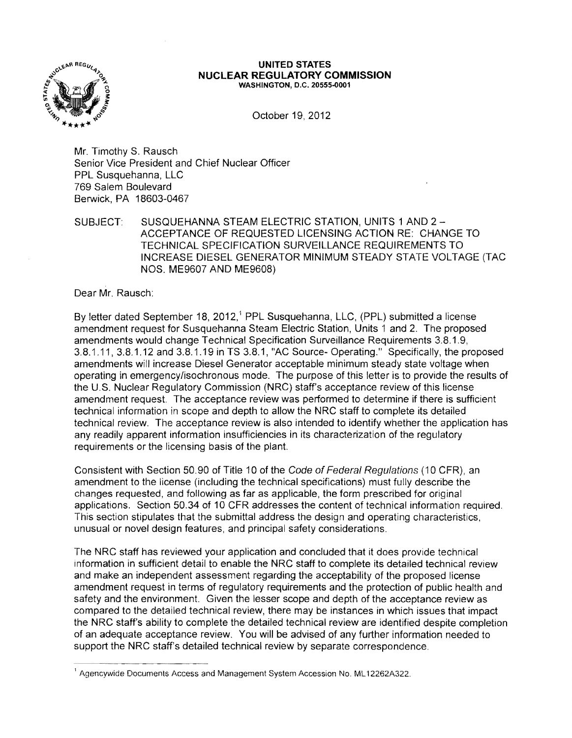# UNITED STATES
# NUCLEAR REGULATORY COMMISSION
WASHINGTON, D.C. 20555-0001

October 19, 2012

Mr. Timothy S. Rausch
Senior Vice President and Chief Nuclear Officer
PPL Susquehanna, LLC
769 Salem Boulevard
Berwick, PA 18603-0467

SUBJECT: SUSQUEHANNA STEAM ELECTRIC STATION, UNITS 1 AND 2 – ACCEPTANCE OF REQUESTED LICENSING ACTION RE: CHANGE TO TECHNICAL SPECIFICATION SURVEILLANCE REQUIREMENTS TO INCREASE DIESEL GENERATOR MINIMUM STEADY STATE VOLTAGE (TAC NOS. ME9607 AND ME9608)

Dear Mr. Rausch:

By letter dated September 18, 2012,[1] PPL Susquehanna, LLC, (PPL) submitted a license amendment request for Susquehanna Steam Electric Station, Units 1 and 2. The proposed amendments would change Technical Specification Surveillance Requirements 3.8.1.9, 3.8.1.11, 3.8.1.12 and 3.8.1.19 in TS 3.8.1, "AC Source- Operating." Specifically, the proposed amendments will increase Diesel Generator acceptable minimum steady state voltage when operating in emergency/isochronous mode. The purpose of this letter is to provide the results of the U.S. Nuclear Regulatory Commission (NRC) staff's acceptance review of this license amendment request. The acceptance review was performed to determine if there is sufficient technical information in scope and depth to allow the NRC staff to complete its detailed technical review. The acceptance review is also intended to identify whether the application has any readily apparent information insufficiencies in its characterization of the regulatory requirements or the licensing basis of the plant.

Consistent with Section 50.90 of Title 10 of the *Code of Federal Regulations* (10 CFR), an amendment to the license (including the technical specifications) must fully describe the changes requested, and following as far as applicable, the form prescribed for original applications. Section 50.34 of 10 CFR addresses the content of technical information required. This section stipulates that the submittal address the design and operating characteristics, unusual or novel design features, and principal safety considerations.

The NRC staff has reviewed your application and concluded that it does provide technical information in sufficient detail to enable the NRC staff to complete its detailed technical review and make an independent assessment regarding the acceptability of the proposed license amendment request in terms of regulatory requirements and the protection of public health and safety and the environment. Given the lesser scope and depth of the acceptance review as compared to the detailed technical review, there may be instances in which issues that impact the NRC staff's ability to complete the detailed technical review are identified despite completion of an adequate acceptance review. You will be advised of any further information needed to support the NRC staff's detailed technical review by separate correspondence.

---

[1] Agencywide Documents Access and Management System Accession No. ML12262A322.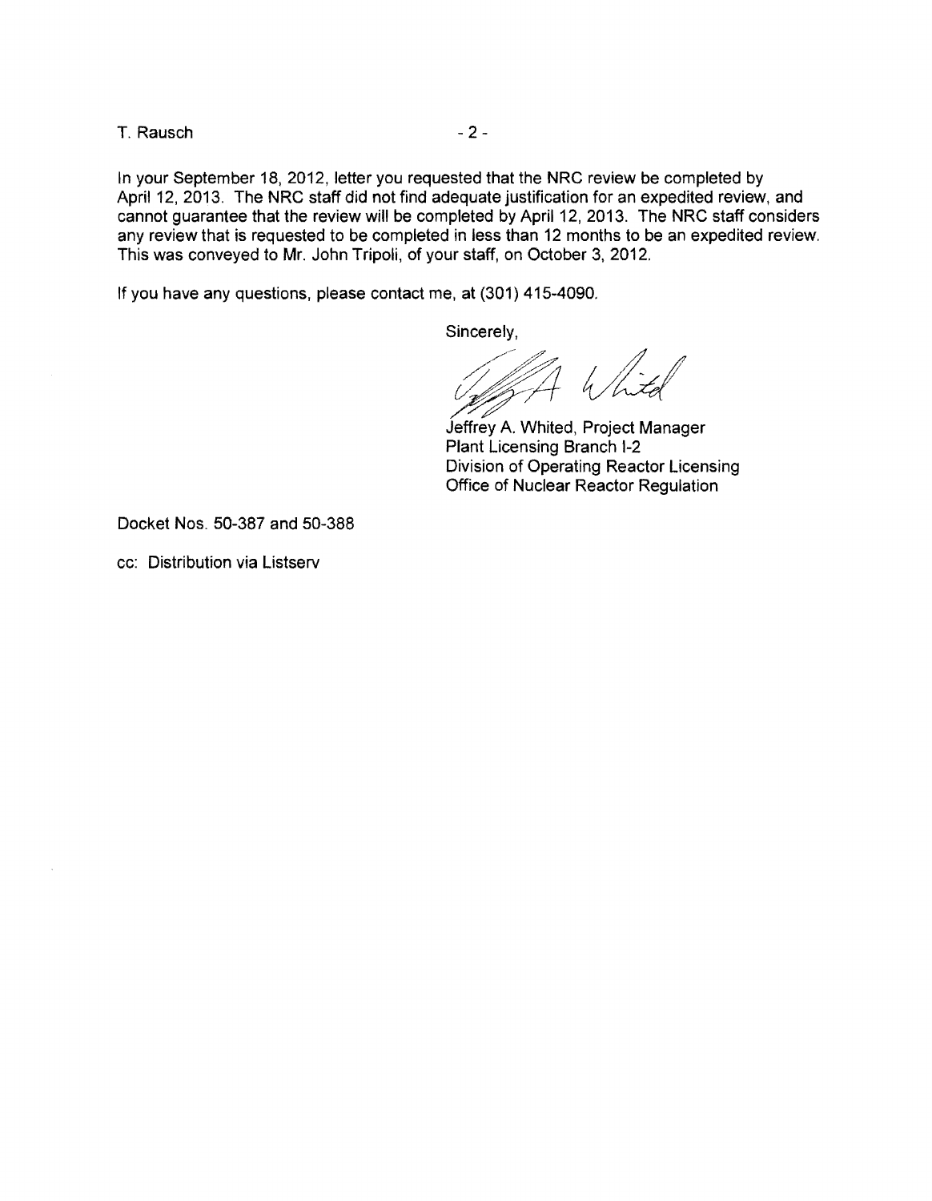In your September 18, 2012, letter you requested that the NRC review be completed by April 12, 2013. The NRC staff did not find adequate justification for an expedited review, and cannot guarantee that the review will be completed by April 12, 2013. The NRC staff considers any review that is requested to be completed in less than 12 months to be an expedited review. This was conveyed to Mr. John Tripoli, of your staff, on October 3, 2012.

If you have any questions, please contact me, at (301) 415-4090.

Sincerely,

Jeffrey A. Whited, Project Manager
Plant Licensing Branch I-2
Division of Operating Reactor Licensing
Office of Nuclear Reactor Regulation

Docket Nos. 50-387 and 50-388

cc: Distribution via Listserv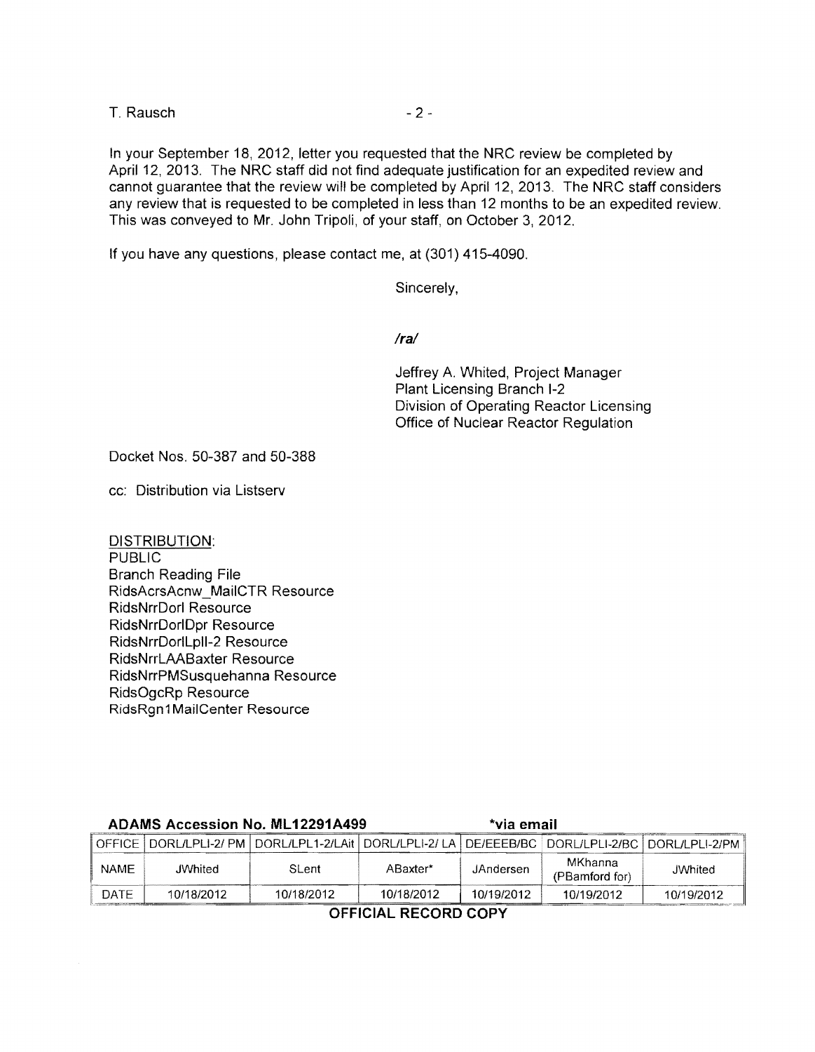T. Rausch

In your September 18, 2012, letter you requested that the NRC review be completed by April 12, 2013. The NRC staff did not find adequate justification for an expedited review and cannot guarantee that the review will be completed by April 12, 2013. The NRC staff considers any review that is requested to be completed in less than 12 months to be an expedited review. This was conveyed to Mr. John Tripoli, of your staff, on October 3, 2012.

If you have any questions, please contact me, at (301) 415-4090.

Sincerely,

*/ra/*

Jeffrey A. Whited, Project Manager
Plant Licensing Branch I-2
Division of Operating Reactor Licensing
Office of Nuclear Reactor Regulation

Docket Nos. 50-387 and 50-388

cc: Distribution via Listserv

DISTRIBUTION:
PUBLIC
Branch Reading File
RidsAcrsAcnw_MailCTR Resource
RidsNrrDorl Resource
RidsNrrDorlDpr Resource
RidsNrrDorlLpll-2 Resource
RidsNrrLAABaxter Resource
RidsNrrPMSusquehanna Resource
RidsOgcRp Resource
RidsRgn1MailCenter Resource

**ADAMS Accession No. ML12291A499** **\*via email**

| OFFICE | DORL/LPLI-2/ PM | DORL/LPL1-2/LAit | DORL/LPLI-2/ LA | DE/EEEB/BC | DORL/LPLI-2/BC | DORL/LPLI-2/PM |
|---|---|---|---|---|---|---|
| NAME | JWhited | SLent | ABaxter* | JAndersen | MKhanna (PBamford for) | JWhited |
| DATE | 10/18/2012 | 10/18/2012 | 10/18/2012 | 10/19/2012 | 10/19/2012 | 10/19/2012 |

**OFFICIAL RECORD COPY**